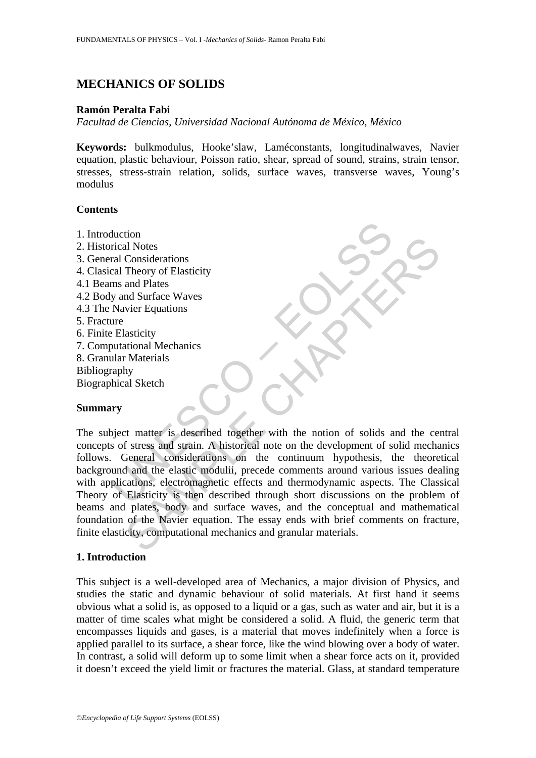# MECHANICS OF SOLIDS

**Ramón Peralta Fabi**

*Facultad de Ciencias, Universidad Nacional Autónoma de México, México*

**Keywords:** bulkmodulus, Hooke'slaw, Laméconstants, longitudinalwaves, Navier equation, plastic behaviour, Poisson ratio, shear, spread of sound, strains, strain tensor, stresses, stress-strain relation, solids, surface waves, transverse waves, Young's modulus

## Contents

1. Introduction
2. Historical Notes
3. General Considerations
4. Clasical Theory of Elasticity
4.1 Beams and Plates
4.2 Body and Surface Waves
4.3 The Navier Equations
5. Fracture
6. Finite Elasticity
7. Computational Mechanics
8. Granular Materials

Bibliography

Biographical Sketch

## Summary

The subject matter is described together with the notion of solids and the central concepts of stress and strain. A historical note on the development of solid mechanics follows. General considerations on the continuum hypothesis, the theoretical background and the elastic modulii, precede comments around various issues dealing with applications, electromagnetic effects and thermodynamic aspects. The Classical Theory of Elasticity is then described through short discussions on the problem of beams and plates, body and surface waves, and the conceptual and mathematical foundation of the Navier equation. The essay ends with brief comments on fracture, finite elasticity, computational mechanics and granular materials.

## 1. Introduction

This subject is a well-developed area of Mechanics, a major division of Physics, and studies the static and dynamic behaviour of solid materials. At first hand it seems obvious what a solid is, as opposed to a liquid or a gas, such as water and air, but it is a matter of time scales what might be considered a solid. A fluid, the generic term that encompasses liquids and gases, is a material that moves indefinitely when a force is applied parallel to its surface, a shear force, like the wind blowing over a body of water. In contrast, a solid will deform up to some limit when a shear force acts on it, provided it doesn't exceed the yield limit or fractures the material. Glass, at standard temperature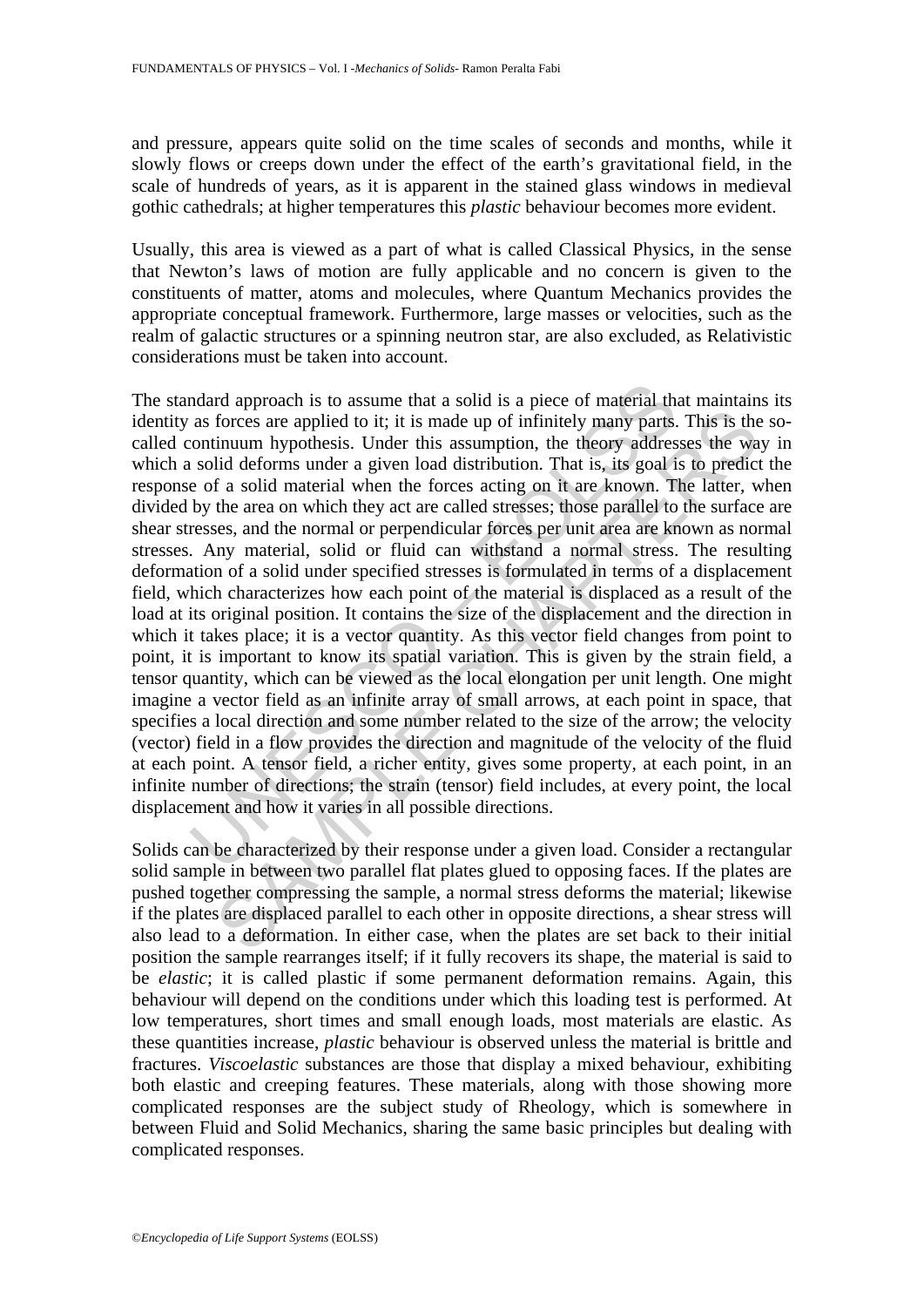and pressure, appears quite solid on the time scales of seconds and months, while it slowly flows or creeps down under the effect of the earth's gravitational field, in the scale of hundreds of years, as it is apparent in the stained glass windows in medieval gothic cathedrals; at higher temperatures this *plastic* behaviour becomes more evident.

Usually, this area is viewed as a part of what is called Classical Physics, in the sense that Newton's laws of motion are fully applicable and no concern is given to the constituents of matter, atoms and molecules, where Quantum Mechanics provides the appropriate conceptual framework. Furthermore, large masses or velocities, such as the realm of galactic structures or a spinning neutron star, are also excluded, as Relativistic considerations must be taken into account.

The standard approach is to assume that a solid is a piece of material that maintains its identity as forces are applied to it; it is made up of infinitely many parts. This is the so-called continuum hypothesis. Under this assumption, the theory addresses the way in which a solid deforms under a given load distribution. That is, its goal is to predict the response of a solid material when the forces acting on it are known. The latter, when divided by the area on which they act are called stresses; those parallel to the surface are shear stresses, and the normal or perpendicular forces per unit area are known as normal stresses. Any material, solid or fluid can withstand a normal stress. The resulting deformation of a solid under specified stresses is formulated in terms of a displacement field, which characterizes how each point of the material is displaced as a result of the load at its original position. It contains the size of the displacement and the direction in which it takes place; it is a vector quantity. As this vector field changes from point to point, it is important to know its spatial variation. This is given by the strain field, a tensor quantity, which can be viewed as the local elongation per unit length. One might imagine a vector field as an infinite array of small arrows, at each point in space, that specifies a local direction and some number related to the size of the arrow; the velocity (vector) field in a flow provides the direction and magnitude of the velocity of the fluid at each point. A tensor field, a richer entity, gives some property, at each point, in an infinite number of directions; the strain (tensor) field includes, at every point, the local displacement and how it varies in all possible directions.

Solids can be characterized by their response under a given load. Consider a rectangular solid sample in between two parallel flat plates glued to opposing faces. If the plates are pushed together compressing the sample, a normal stress deforms the material; likewise if the plates are displaced parallel to each other in opposite directions, a shear stress will also lead to a deformation. In either case, when the plates are set back to their initial position the sample rearranges itself; if it fully recovers its shape, the material is said to be *elastic*; it is called plastic if some permanent deformation remains. Again, this behaviour will depend on the conditions under which this loading test is performed. At low temperatures, short times and small enough loads, most materials are elastic. As these quantities increase, *plastic* behaviour is observed unless the material is brittle and fractures. *Viscoelastic* substances are those that display a mixed behaviour, exhibiting both elastic and creeping features. These materials, along with those showing more complicated responses are the subject study of Rheology, which is somewhere in between Fluid and Solid Mechanics, sharing the same basic principles but dealing with complicated responses.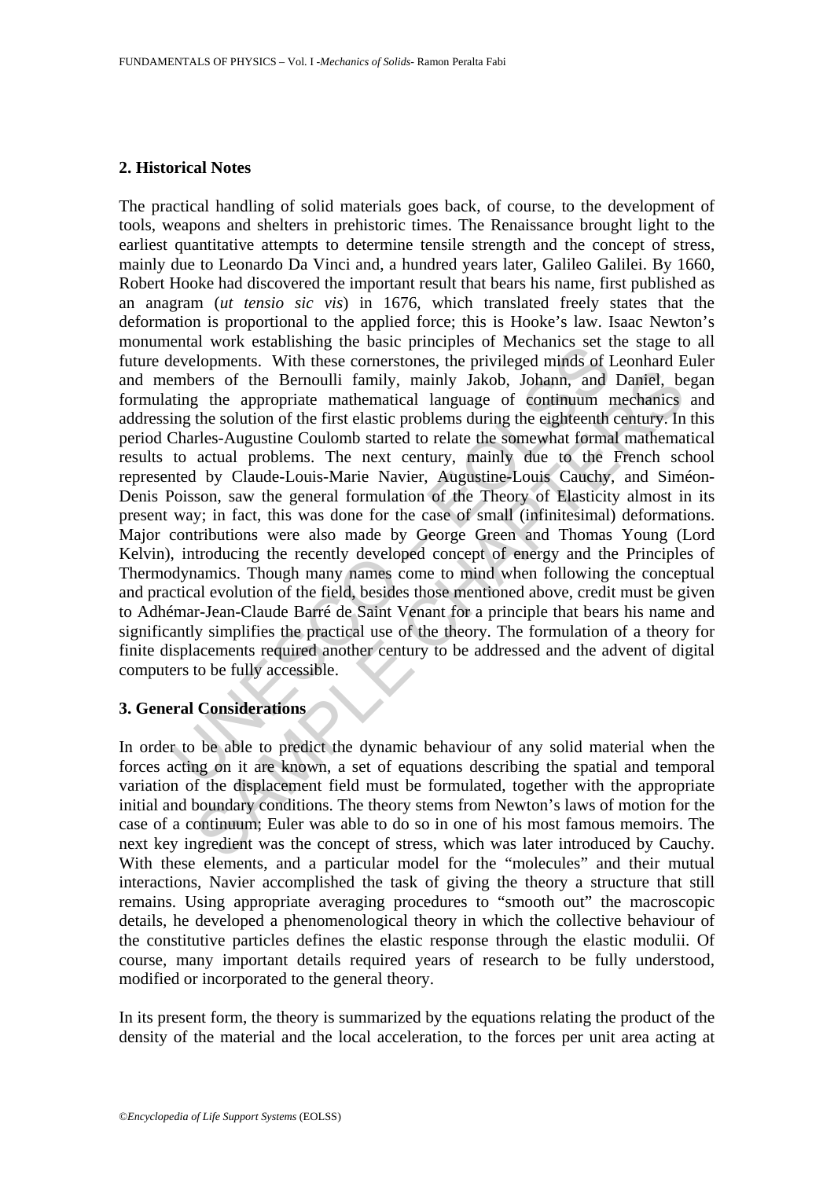## 2. Historical Notes

The practical handling of solid materials goes back, of course, to the development of tools, weapons and shelters in prehistoric times. The Renaissance brought light to the earliest quantitative attempts to determine tensile strength and the concept of stress, mainly due to Leonardo Da Vinci and, a hundred years later, Galileo Galilei. By 1660, Robert Hooke had discovered the important result that bears his name, first published as an anagram (*ut tensio sic vis*) in 1676, which translated freely states that the deformation is proportional to the applied force; this is Hooke's law. Isaac Newton's monumental work establishing the basic principles of Mechanics set the stage to all future developments. With these cornerstones, the privileged minds of Leonhard Euler and members of the Bernoulli family, mainly Jakob, Johann, and Daniel, began formulating the appropriate mathematical language of continuum mechanics and addressing the solution of the first elastic problems during the eighteenth century. In this period Charles-Augustine Coulomb started to relate the somewhat formal mathematical results to actual problems. The next century, mainly due to the French school represented by Claude-Louis-Marie Navier, Augustine-Louis Cauchy, and Siméon-Denis Poisson, saw the general formulation of the Theory of Elasticity almost in its present way; in fact, this was done for the case of small (infinitesimal) deformations. Major contributions were also made by George Green and Thomas Young (Lord Kelvin), introducing the recently developed concept of energy and the Principles of Thermodynamics. Though many names come to mind when following the conceptual and practical evolution of the field, besides those mentioned above, credit must be given to Adhémar-Jean-Claude Barré de Saint Venant for a principle that bears his name and significantly simplifies the practical use of the theory. The formulation of a theory for finite displacements required another century to be addressed and the advent of digital computers to be fully accessible.

## 3. General Considerations

In order to be able to predict the dynamic behaviour of any solid material when the forces acting on it are known, a set of equations describing the spatial and temporal variation of the displacement field must be formulated, together with the appropriate initial and boundary conditions. The theory stems from Newton's laws of motion for the case of a continuum; Euler was able to do so in one of his most famous memoirs. The next key ingredient was the concept of stress, which was later introduced by Cauchy. With these elements, and a particular model for the "molecules" and their mutual interactions, Navier accomplished the task of giving the theory a structure that still remains. Using appropriate averaging procedures to "smooth out" the macroscopic details, he developed a phenomenological theory in which the collective behaviour of the constitutive particles defines the elastic response through the elastic modulii. Of course, many important details required years of research to be fully understood, modified or incorporated to the general theory.

In its present form, the theory is summarized by the equations relating the product of the density of the material and the local acceleration, to the forces per unit area acting at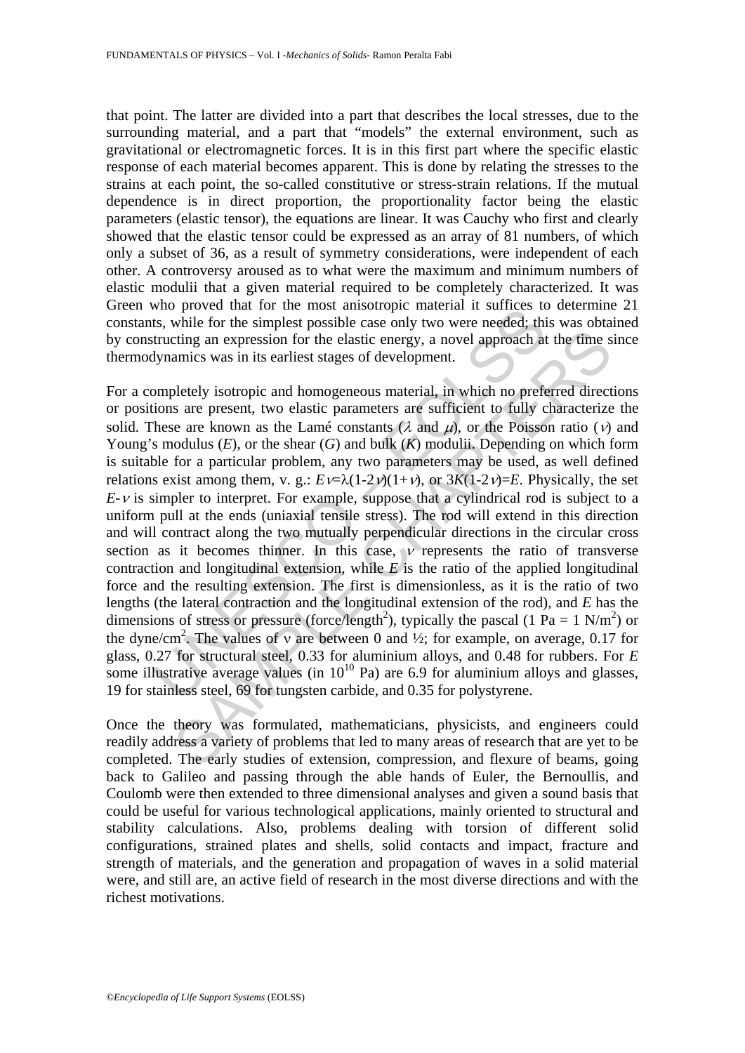that point. The latter are divided into a part that describes the local stresses, due to the surrounding material, and a part that "models" the external environment, such as gravitational or electromagnetic forces. It is in this first part where the specific elastic response of each material becomes apparent. This is done by relating the stresses to the strains at each point, the so-called constitutive or stress-strain relations. If the mutual dependence is in direct proportion, the proportionality factor being the elastic parameters (elastic tensor), the equations are linear. It was Cauchy who first and clearly showed that the elastic tensor could be expressed as an array of 81 numbers, of which only a subset of 36, as a result of symmetry considerations, were independent of each other. A controversy aroused as to what were the maximum and minimum numbers of elastic modulii that a given material required to be completely characterized. It was Green who proved that for the most anisotropic material it suffices to determine 21 constants, while for the simplest possible case only two were needed; this was obtained by constructing an expression for the elastic energy, a novel approach at the time since thermodynamics was in its earliest stages of development.

For a completely isotropic and homogeneous material, in which no preferred directions or positions are present, two elastic parameters are sufficient to fully characterize the solid. These are known as the Lamé constants ($\lambda$ and $\mu$), or the Poisson ratio ($\nu$) and Young's modulus ($E$), or the shear ($G$) and bulk ($K$) modulii. Depending on which form is suitable for a particular problem, any two parameters may be used, as well defined relations exist among them, v. g.: $E\nu=\lambda(1\text{-}2\nu)(1+\nu)$, or $3K(1\text{-}2\nu)=E$. Physically, the set $E$-$\nu$ is simpler to interpret. For example, suppose that a cylindrical rod is subject to a uniform pull at the ends (uniaxial tensile stress). The rod will extend in this direction and will contract along the two mutually perpendicular directions in the circular cross section as it becomes thinner. In this case, $\nu$ represents the ratio of transverse contraction and longitudinal extension, while $E$ is the ratio of the applied longitudinal force and the resulting extension. The first is dimensionless, as it is the ratio of two lengths (the lateral contraction and the longitudinal extension of the rod), and $E$ has the dimensions of stress or pressure (force/length$^2$), typically the pascal (1 Pa = 1 N/m$^2$) or the dyne/cm$^2$. The values of $\nu$ are between 0 and ½; for example, on average, 0.17 for glass, 0.27 for structural steel, 0.33 for aluminium alloys, and 0.48 for rubbers. For $E$ some illustrative average values (in $10^{10}$ Pa) are 6.9 for aluminium alloys and glasses, 19 for stainless steel, 69 for tungsten carbide, and 0.35 for polystyrene.

Once the theory was formulated, mathematicians, physicists, and engineers could readily address a variety of problems that led to many areas of research that are yet to be completed. The early studies of extension, compression, and flexure of beams, going back to Galileo and passing through the able hands of Euler, the Bernoullis, and Coulomb were then extended to three dimensional analyses and given a sound basis that could be useful for various technological applications, mainly oriented to structural and stability calculations. Also, problems dealing with torsion of different solid configurations, strained plates and shells, solid contacts and impact, fracture and strength of materials, and the generation and propagation of waves in a solid material were, and still are, an active field of research in the most diverse directions and with the richest motivations.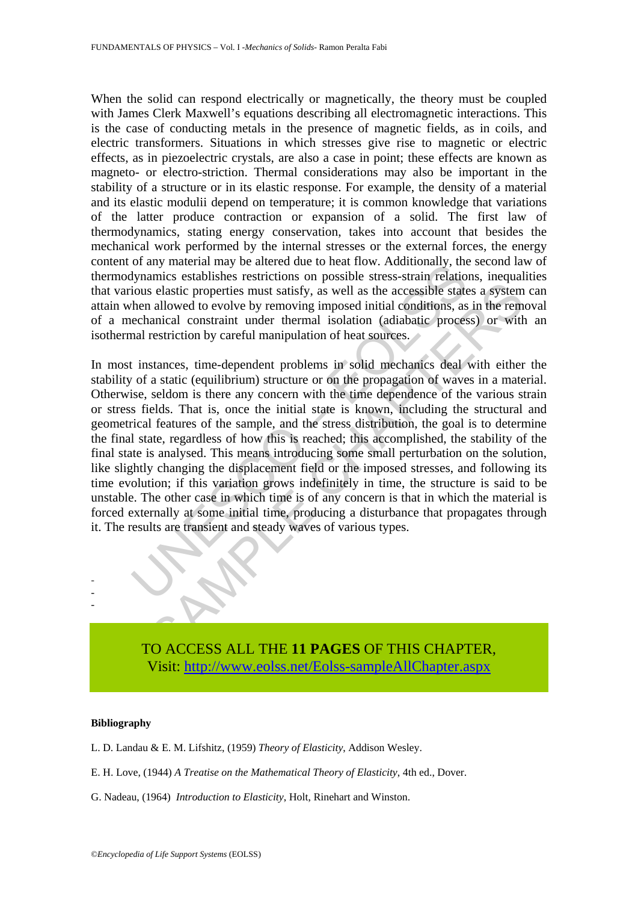When the solid can respond electrically or magnetically, the theory must be coupled with James Clerk Maxwell's equations describing all electromagnetic interactions. This is the case of conducting metals in the presence of magnetic fields, as in coils, and electric transformers. Situations in which stresses give rise to magnetic or electric effects, as in piezoelectric crystals, are also a case in point; these effects are known as magneto- or electro-striction. Thermal considerations may also be important in the stability of a structure or in its elastic response. For example, the density of a material and its elastic modulii depend on temperature; it is common knowledge that variations of the latter produce contraction or expansion of a solid. The first law of thermodynamics, stating energy conservation, takes into account that besides the mechanical work performed by the internal stresses or the external forces, the energy content of any material may be altered due to heat flow. Additionally, the second law of thermodynamics establishes restrictions on possible stress-strain relations, inequalities that various elastic properties must satisfy, as well as the accessible states a system can attain when allowed to evolve by removing imposed initial conditions, as in the removal of a mechanical constraint under thermal isolation (adiabatic process) or with an isothermal restriction by careful manipulation of heat sources.

In most instances, time-dependent problems in solid mechanics deal with either the stability of a static (equilibrium) structure or on the propagation of waves in a material. Otherwise, seldom is there any concern with the time dependence of the various strain or stress fields. That is, once the initial state is known, including the structural and geometrical features of the sample, and the stress distribution, the goal is to determine the final state, regardless of how this is reached; this accomplished, the stability of the final state is analysed. This means introducing some small perturbation on the solution, like slightly changing the displacement field or the imposed stresses, and following its time evolution; if this variation grows indefinitely in time, the structure is said to be unstable. The other case in which time is of any concern is that in which the material is forced externally at some initial time, producing a disturbance that propagates through it. The results are transient and steady waves of various types.

-
-
-

TO ACCESS ALL THE **11 PAGES** OF THIS CHAPTER,
Visit: http://www.eolss.net/Eolss-sampleAllChapter.aspx

**Bibliography**

L. D. Landau & E. M. Lifshitz, (1959) *Theory of Elasticity*, Addison Wesley.

E. H. Love, (1944) *A Treatise on the Mathematical Theory of Elasticity*, 4th ed., Dover.

G. Nadeau, (1964) *Introduction to Elasticity*, Holt, Rinehart and Winston.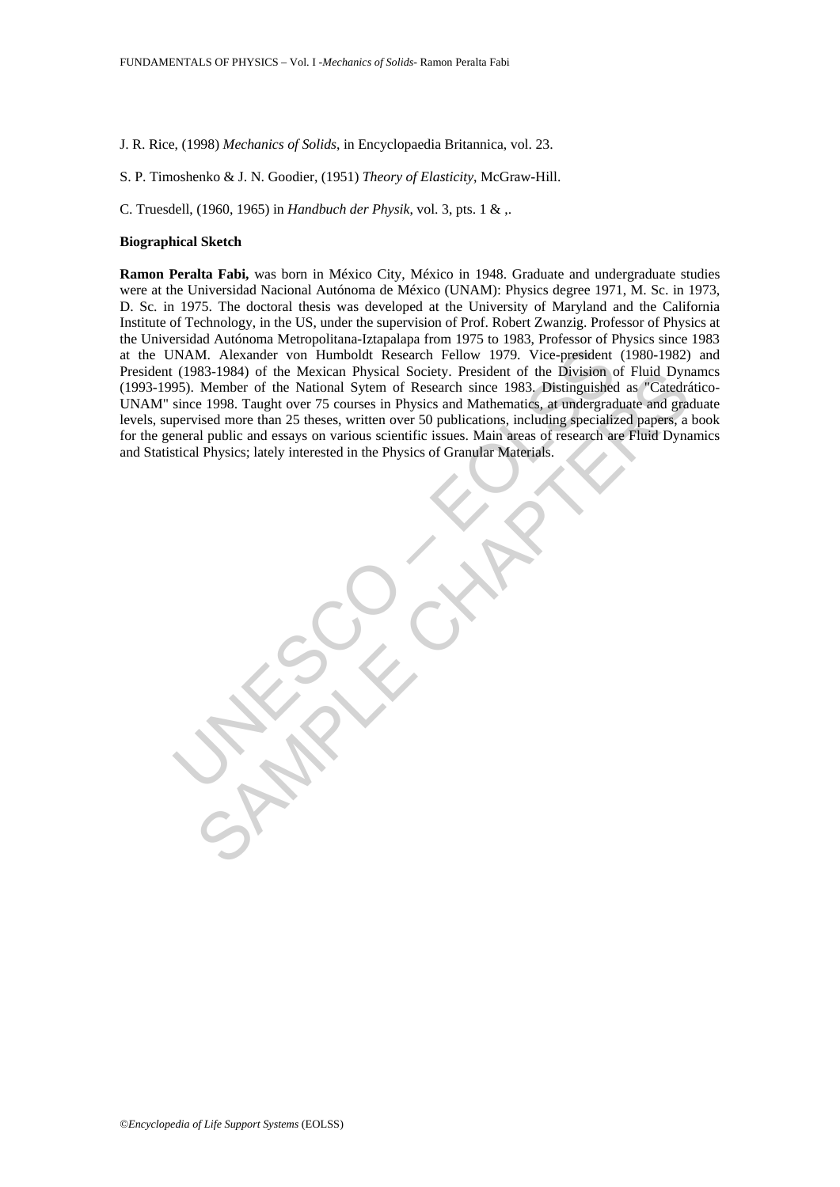J. R. Rice, (1998) *Mechanics of Solids*, in Encyclopaedia Britannica, vol. 23.

S. P. Timoshenko & J. N. Goodier, (1951) *Theory of Elasticity*, McGraw-Hill.

C. Truesdell, (1960, 1965) in *Handbuch der Physik*, vol. 3, pts. 1 & ,.

**Biographical Sketch**

**Ramon Peralta Fabi,** was born in México City, México in 1948. Graduate and undergraduate studies were at the Universidad Nacional Autónoma de México (UNAM): Physics degree 1971, M. Sc. in 1973, D. Sc. in 1975. The doctoral thesis was developed at the University of Maryland and the California Institute of Technology, in the US, under the supervision of Prof. Robert Zwanzig. Professor of Physics at the Universidad Autónoma Metropolitana-Iztapalapa from 1975 to 1983, Professor of Physics since 1983 at the UNAM. Alexander von Humboldt Research Fellow 1979. Vice-president (1980-1982) and President (1983-1984) of the Mexican Physical Society. President of the Division of Fluid Dynamcs (1993-1995). Member of the National Sytem of Research since 1983. Distinguished as "Catedrático-UNAM" since 1998. Taught over 75 courses in Physics and Mathematics, at undergraduate and graduate levels, supervised more than 25 theses, written over 50 publications, including specialized papers, a book for the general public and essays on various scientific issues. Main areas of research are Fluid Dynamics and Statistical Physics; lately interested in the Physics of Granular Materials.